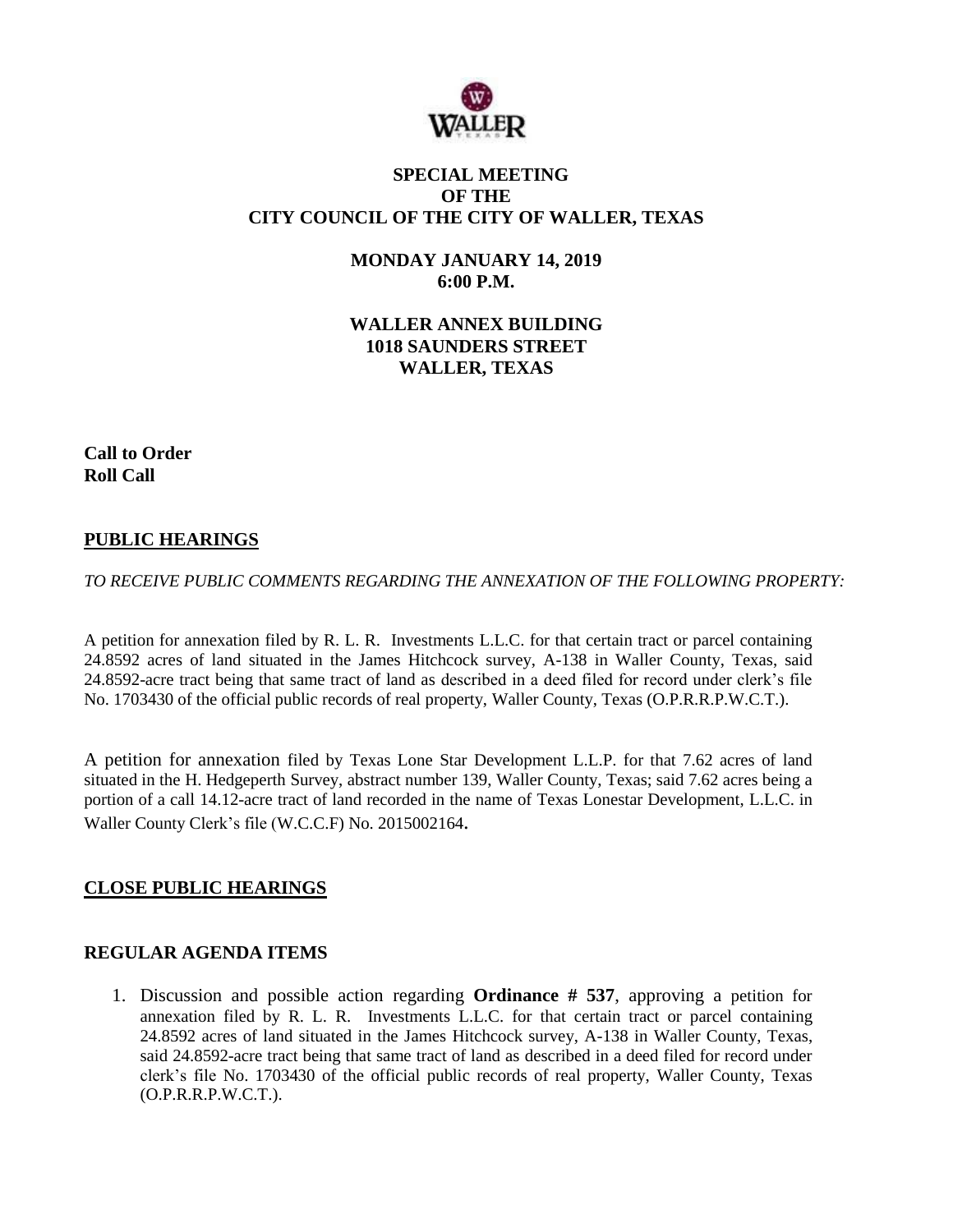# SPECIAL MEETING OF THE CITY COUNCIL OF THE CITY OF WALLER, TEXAS

## MONDAY JANUARY 14, 2019
## 6:00 P.M.

## WALLER ANNEX BUILDING
## 1018 SAUNDERS STREET
## WALLER, TEXAS

**Call to Order**
**Roll Call**

## PUBLIC HEARINGS

*TO RECEIVE PUBLIC COMMENTS REGARDING THE ANNEXATION OF THE FOLLOWING PROPERTY:*

A petition for annexation filed by R. L. R. Investments L.L.C. for that certain tract or parcel containing 24.8592 acres of land situated in the James Hitchcock survey, A-138 in Waller County, Texas, said 24.8592-acre tract being that same tract of land as described in a deed filed for record under clerk's file No. 1703430 of the official public records of real property, Waller County, Texas (O.P.R.R.P.W.C.T.).

A petition for annexation filed by Texas Lone Star Development L.L.P. for that 7.62 acres of land situated in the H. Hedgeperth Survey, abstract number 139, Waller County, Texas; said 7.62 acres being a portion of a call 14.12-acre tract of land recorded in the name of Texas Lonestar Development, L.L.C. in Waller County Clerk's file (W.C.C.F) No. 2015002164.

## CLOSE PUBLIC HEARINGS

## REGULAR AGENDA ITEMS

1. Discussion and possible action regarding **Ordinance # 537**, approving a petition for annexation filed by R. L. R. Investments L.L.C. for that certain tract or parcel containing 24.8592 acres of land situated in the James Hitchcock survey, A-138 in Waller County, Texas, said 24.8592-acre tract being that same tract of land as described in a deed filed for record under clerk's file No. 1703430 of the official public records of real property, Waller County, Texas (O.P.R.R.P.W.C.T.).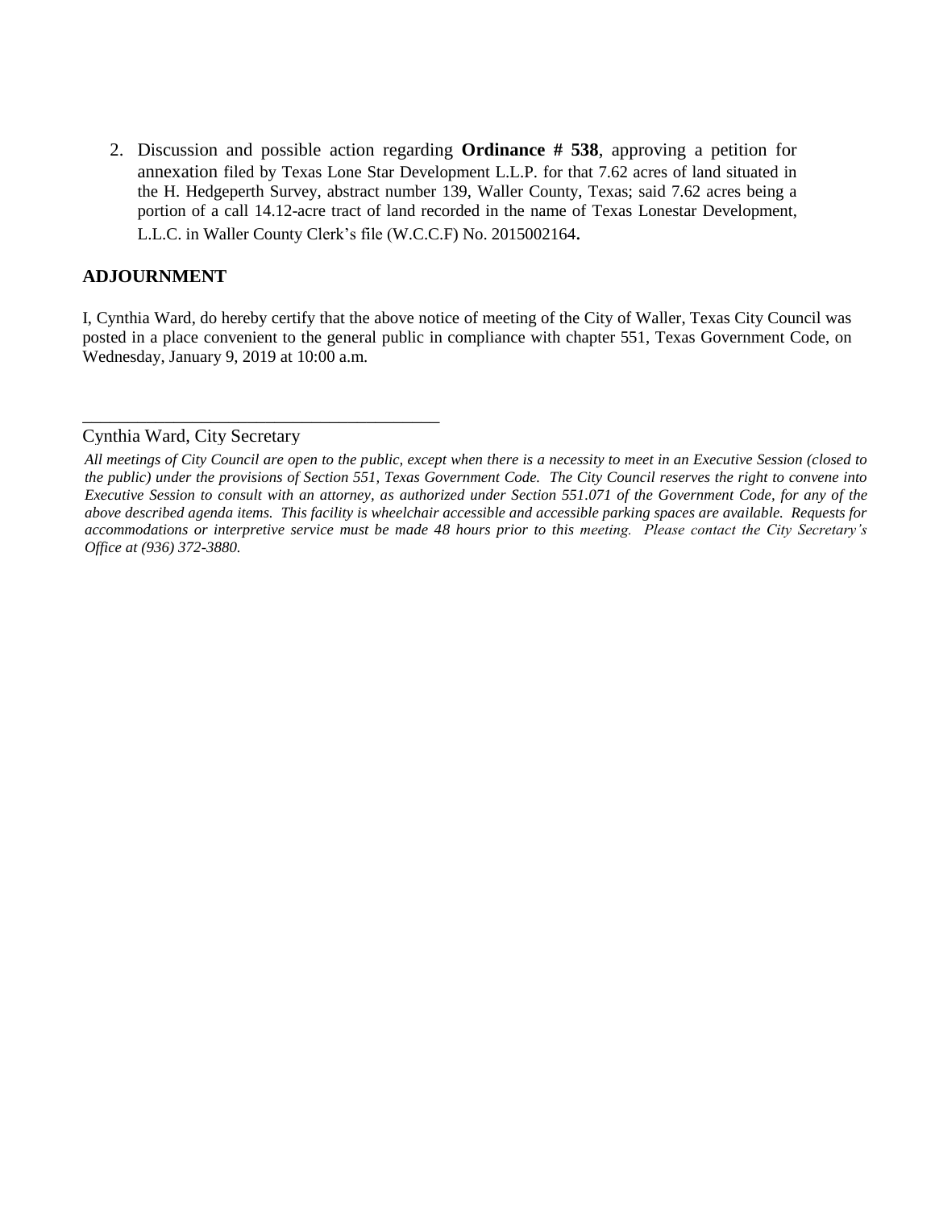2. Discussion and possible action regarding **Ordinance # 538**, approving a petition for annexation filed by Texas Lone Star Development L.L.P. for that 7.62 acres of land situated in the H. Hedgeperth Survey, abstract number 139, Waller County, Texas; said 7.62 acres being a portion of a call 14.12-acre tract of land recorded in the name of Texas Lonestar Development, L.L.C. in Waller County Clerk's file (W.C.C.F) No. 2015002164.

## ADJOURNMENT

I, Cynthia Ward, do hereby certify that the above notice of meeting of the City of Waller, Texas City Council was posted in a place convenient to the general public in compliance with chapter 551, Texas Government Code, on Wednesday, January 9, 2019 at 10:00 a.m.

\_\_\_\_\_\_\_\_\_\_\_\_\_\_\_\_\_\_\_\_\_\_\_\_\_\_\_\_\_\_\_\_\_\_\_\_\_\_\_\_

Cynthia Ward, City Secretary

*All meetings of City Council are open to the public, except when there is a necessity to meet in an Executive Session (closed to the public) under the provisions of Section 551, Texas Government Code. The City Council reserves the right to convene into Executive Session to consult with an attorney, as authorized under Section 551.071 of the Government Code, for any of the above described agenda items. This facility is wheelchair accessible and accessible parking spaces are available. Requests for accommodations or interpretive service must be made 48 hours prior to this meeting. Please contact the City Secretary's Office at (936) 372-3880.*